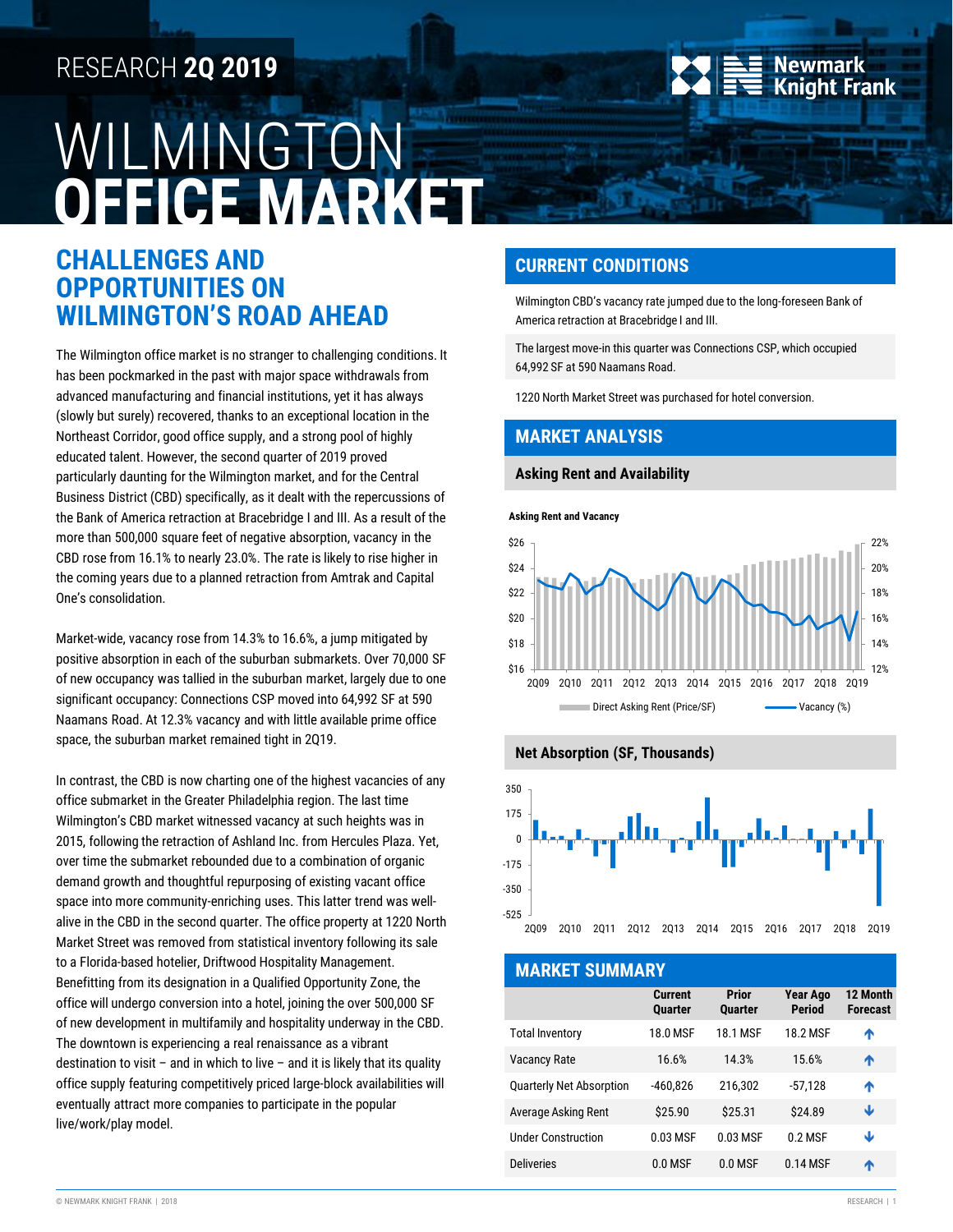RESEARCH **2Q 2019**

# WILMINGTON **OFFICE MARKET**

## CHALLENGES AND OPPORTUNITIES ON WILMINGTON'S ROAD AHEAD

The Wilmington office market is no stranger to challenging conditions. It has been pockmarked in the past with major space withdrawals from advanced manufacturing and financial institutions, yet it has always (slowly but surely) recovered, thanks to an exceptional location in the Northeast Corridor, good office supply, and a strong pool of highly educated talent. However, the second quarter of 2019 proved particularly daunting for the Wilmington market, and for the Central Business District (CBD) specifically, as it dealt with the repercussions of the Bank of America retraction at Bracebridge I and III. As a result of the more than 500,000 square feet of negative absorption, vacancy in the CBD rose from 16.1% to nearly 23.0%. The rate is likely to rise higher in the coming years due to a planned retraction from Amtrak and Capital One's consolidation.

Market-wide, vacancy rose from 14.3% to 16.6%, a jump mitigated by positive absorption in each of the suburban submarkets. Over 70,000 SF of new occupancy was tallied in the suburban market, largely due to one significant occupancy: Connections CSP moved into 64,992 SF at 590 Naamans Road. At 12.3% vacancy and with little available prime office space, the suburban market remained tight in 2Q19.

In contrast, the CBD is now charting one of the highest vacancies of any office submarket in the Greater Philadelphia region. The last time Wilmington's CBD market witnessed vacancy at such heights was in 2015, following the retraction of Ashland Inc. from Hercules Plaza. Yet, over time the submarket rebounded due to a combination of organic demand growth and thoughtful repurposing of existing vacant office space into more community-enriching uses. This latter trend was well-alive in the CBD in the second quarter. The office property at 1220 North Market Street was removed from statistical inventory following its sale to a Florida-based hotelier, Driftwood Hospitality Management. Benefitting from its designation in a Qualified Opportunity Zone, the office will undergo conversion into a hotel, joining the over 500,000 SF of new development in multifamily and hospitality underway in the CBD. The downtown is experiencing a real renaissance as a vibrant destination to visit – and in which to live – and it is likely that its quality office supply featuring competitively priced large-block availabilities will eventually attract more companies to participate in the popular live/work/play model.

## CURRENT CONDITIONS

Wilmington CBD's vacancy rate jumped due to the long-foreseen Bank of America retraction at Bracebridge I and III.

The largest move-in this quarter was Connections CSP, which occupied 64,992 SF at 590 Naamans Road.

1220 North Market Street was purchased for hotel conversion.

## MARKET ANALYSIS

### Asking Rent and Availability

**Asking Rent and Vacancy**

Legend: Direct Asking Rent (Price/SF); Vacancy (%)

### Net Absorption (SF, Thousands)

## MARKET SUMMARY

| | Current Quarter | Prior Quarter | Year Ago Period | 12 Month Forecast |
|---|---|---|---|---|
| Total Inventory | 18.0 MSF | 18.1 MSF | 18.2 MSF | ↑ |
| Vacancy Rate | 16.6% | 14.3% | 15.6% | ↑ |
| Quarterly Net Absorption | -460,826 | 216,302 | -57,128 | ↑ |
| Average Asking Rent | $25.90 | $25.31 | $24.89 | ↓ |
| Under Construction | 0.03 MSF | 0.03 MSF | 0.2 MSF | ↓ |
| Deliveries | 0.0 MSF | 0.0 MSF | 0.14 MSF | ↑ |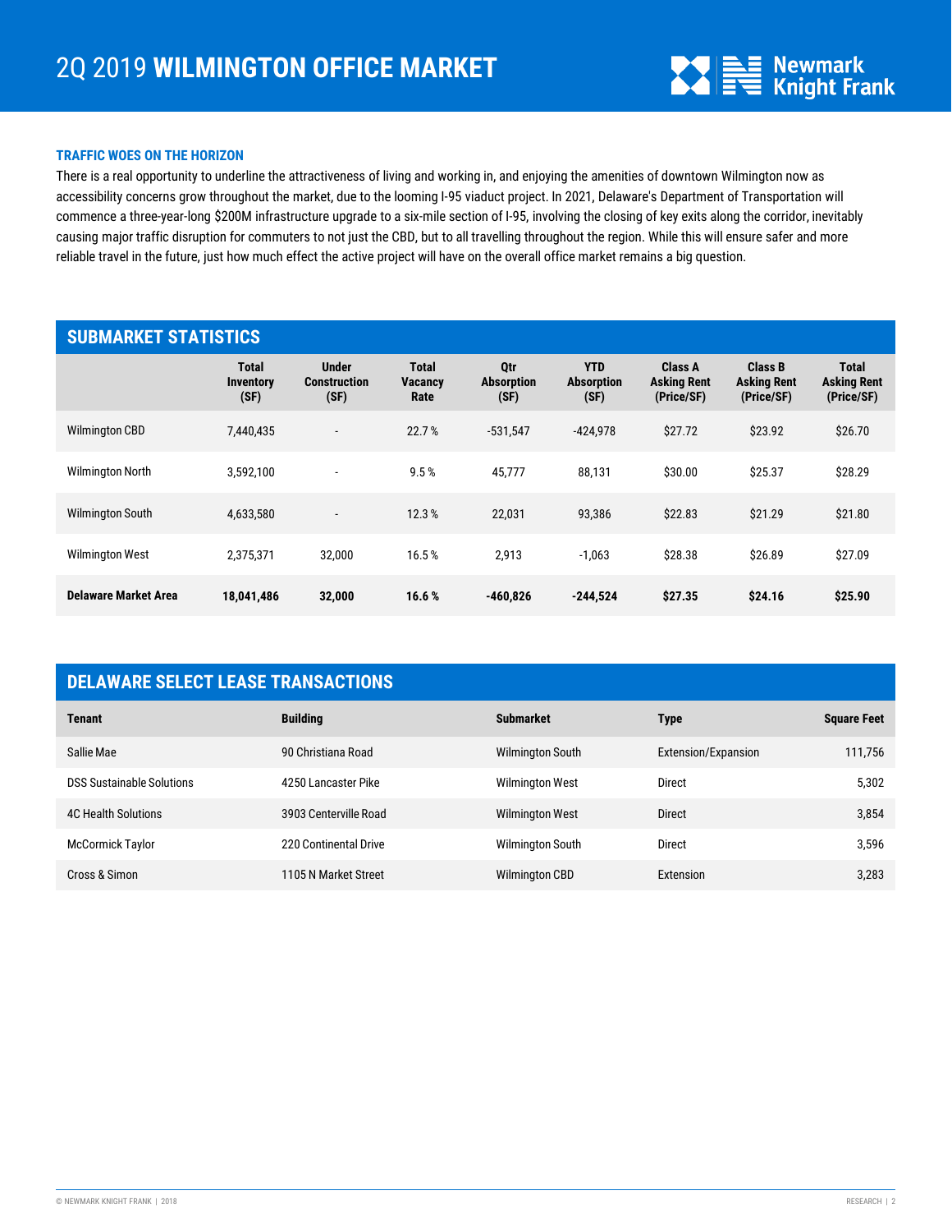# 2Q 2019 WILMINGTON OFFICE MARKET

### TRAFFIC WOES ON THE HORIZON

There is a real opportunity to underline the attractiveness of living and working in, and enjoying the amenities of downtown Wilmington now as accessibility concerns grow throughout the market, due to the looming I-95 viaduct project. In 2021, Delaware's Department of Transportation will commence a three-year-long $200M infrastructure upgrade to a six-mile section of I-95, involving the closing of key exits along the corridor, inevitably causing major traffic disruption for commuters to not just the CBD, but to all travelling throughout the region. While this will ensure safer and more reliable travel in the future, just how much effect the active project will have on the overall office market remains a big question.

## SUBMARKET STATISTICS

| | Total Inventory (SF) | Under Construction (SF) | Total Vacancy Rate | Qtr Absorption (SF) | YTD Absorption (SF) | Class A Asking Rent (Price/SF) | Class B Asking Rent (Price/SF) | Total Asking Rent (Price/SF) |
|---|---|---|---|---|---|---|---|---|
| Wilmington CBD | 7,440,435 | - | 22.7 % | -531,547 | -424,978 | $27.72 | $23.92 | $26.70 |
| Wilmington North | 3,592,100 | - | 9.5 % | 45,777 | 88,131 | $30.00 | $25.37 | $28.29 |
| Wilmington South | 4,633,580 | - | 12.3 % | 22,031 | 93,386 | $22.83 | $21.29 | $21.80 |
| Wilmington West | 2,375,371 | 32,000 | 16.5 % | 2,913 | -1,063 | $28.38 | $26.89 | $27.09 |
| **Delaware Market Area** | **18,041,486** | **32,000** | **16.6 %** | **-460,826** | **-244,524** | **$27.35** | **$24.16** | **$25.90** |

## DELAWARE SELECT LEASE TRANSACTIONS

| Tenant | Building | Submarket | Type | Square Feet |
|---|---|---|---|---|
| Sallie Mae | 90 Christiana Road | Wilmington South | Extension/Expansion | 111,756 |
| DSS Sustainable Solutions | 4250 Lancaster Pike | Wilmington West | Direct | 5,302 |
| 4C Health Solutions | 3903 Centerville Road | Wilmington West | Direct | 3,854 |
| McCormick Taylor | 220 Continental Drive | Wilmington South | Direct | 3,596 |
| Cross & Simon | 1105 N Market Street | Wilmington CBD | Extension | 3,283 |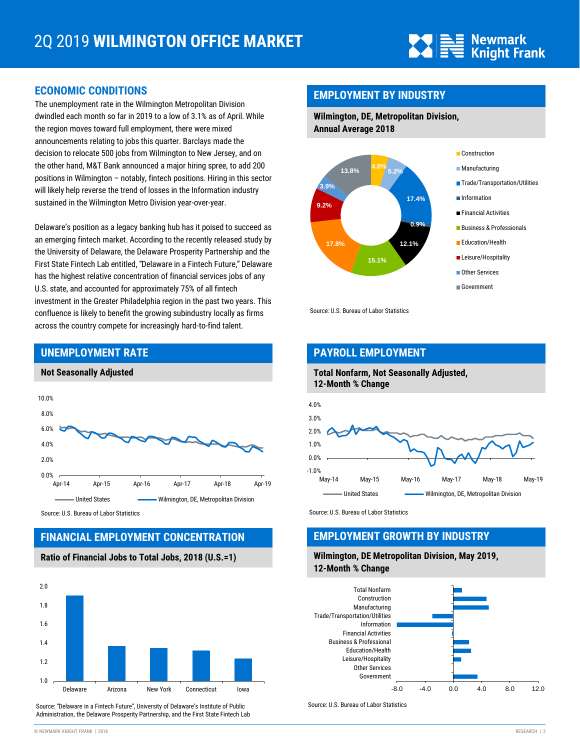# 2Q 2019 WILMINGTON OFFICE MARKET

## ECONOMIC CONDITIONS

The unemployment rate in the Wilmington Metropolitan Division dwindled each month so far in 2019 to a low of 3.1% as of April. While the region moves toward full employment, there were mixed announcements relating to jobs this quarter. Barclays made the decision to relocate 500 jobs from Wilmington to New Jersey, and on the other hand, M&T Bank announced a major hiring spree, to add 200 positions in Wilmington – notably, fintech positions. Hiring in this sector will likely help reverse the trend of losses in the Information industry sustained in the Wilmington Metro Division year-over-year.

Delaware's position as a legacy banking hub has it poised to succeed as an emerging fintech market. According to the recently released study by the University of Delaware, the Delaware Prosperity Partnership and the First State Fintech Lab entitled, "Delaware in a Fintech Future," Delaware has the highest relative concentration of financial services jobs of any U.S. state, and accounted for approximately 75% of all fintech investment in the Greater Philadelphia region in the past two years. This confluence is likely to benefit the growing subindustry locally as firms across the country compete for increasingly hard-to-find talent.

## UNEMPLOYMENT RATE

**Not Seasonally Adjusted**

Source: U.S. Bureau of Labor Statistics

## FINANCIAL EMPLOYMENT CONCENTRATION

**Ratio of Financial Jobs to Total Jobs, 2018 (U.S.=1)**

Source: "Delaware in a Fintech Future", University of Delaware's Institute of Public Administration, the Delaware Prosperity Partnership, and the First State Fintech Lab

## EMPLOYMENT BY INDUSTRY

**Wilmington, DE, Metropolitan Division, Annual Average 2018**

| Industry | Share |
|---|---|
| Construction | 4.8% |
| Manufacturing | 5.2% |
| Trade/Transportation/Utilities | 17.4% |
| Information | 0.9% |
| Financial Activities | 12.1% |
| Business & Professionals | 15.1% |
| Education/Health | 17.8% |
| Leisure/Hospitality | 9.2% |
| Other Services | 3.9% |
| Government | 13.8% |

Source: U.S. Bureau of Labor Statistics

## PAYROLL EMPLOYMENT

**Total Nonfarm, Not Seasonally Adjusted, 12-Month % Change**

Source: U.S. Bureau of Labor Statistics

## EMPLOYMENT GROWTH BY INDUSTRY

**Wilmington, DE Metropolitan Division, May 2019, 12-Month % Change**

Source: U.S. Bureau of Labor Statistics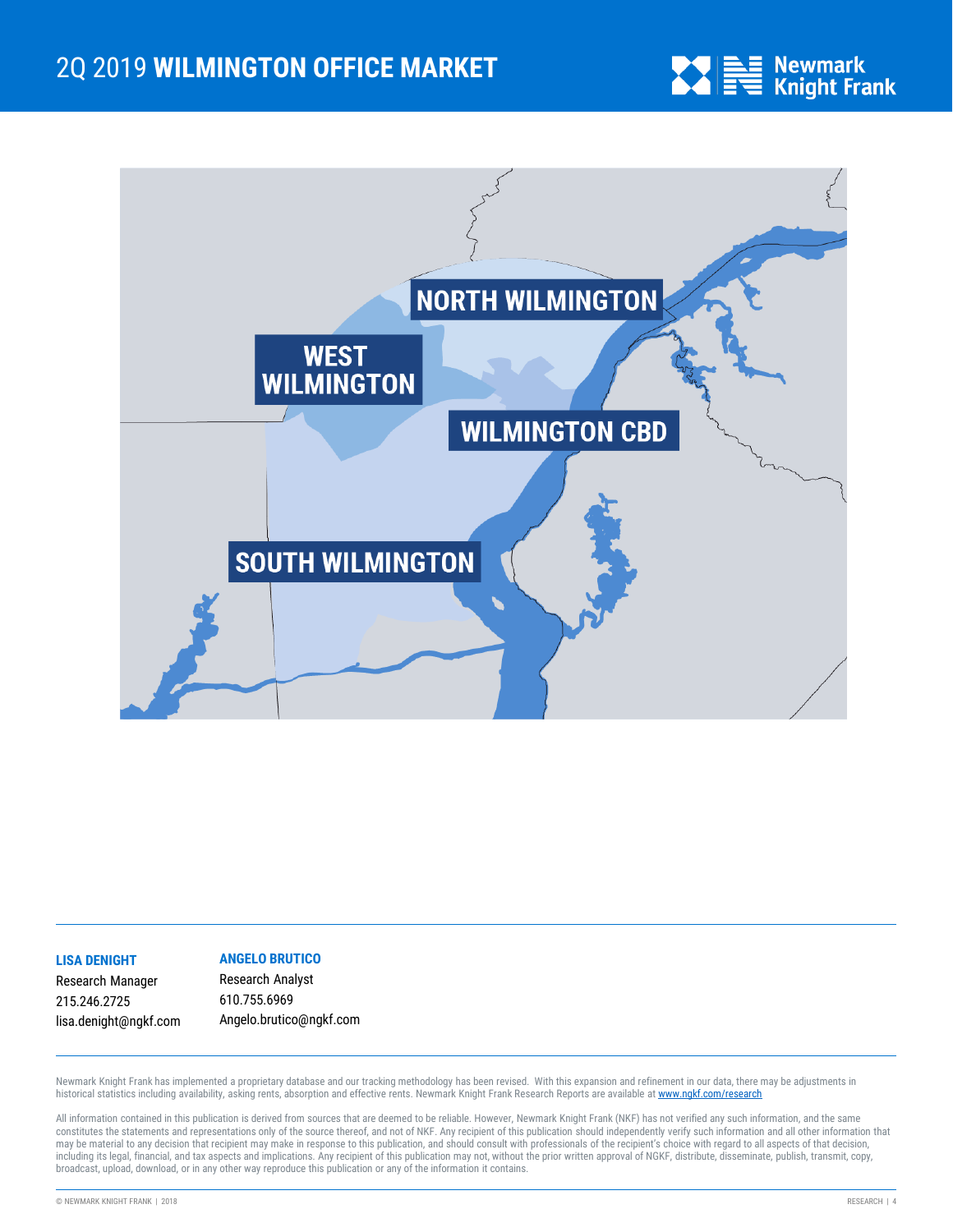# 2Q 2019 WILMINGTON OFFICE MARKET

NORTH WILMINGTON

WEST WILMINGTON

WILMINGTON CBD

SOUTH WILMINGTON

**LISA DENIGHT**
Research Manager
215.246.2725
lisa.denight@ngkf.com

**ANGELO BRUTICO**
Research Analyst
610.755.6969
Angelo.brutico@ngkf.com

Newmark Knight Frank has implemented a proprietary database and our tracking methodology has been revised. With this expansion and refinement in our data, there may be adjustments in historical statistics including availability, asking rents, absorption and effective rents. Newmark Knight Frank Research Reports are available at www.ngkf.com/research

All information contained in this publication is derived from sources that are deemed to be reliable. However, Newmark Knight Frank (NKF) has not verified any such information, and the same constitutes the statements and representations only of the source thereof, and not of NKF. Any recipient of this publication should independently verify such information and all other information that may be material to any decision that recipient may make in response to this publication, and should consult with professionals of the recipient's choice with regard to all aspects of that decision, including its legal, financial, and tax aspects and implications. Any recipient of this publication may not, without the prior written approval of NGKF, distribute, disseminate, publish, transmit, copy, broadcast, upload, download, or in any other way reproduce this publication or any of the information it contains.

© NEWMARK KNIGHT FRANK | 2018